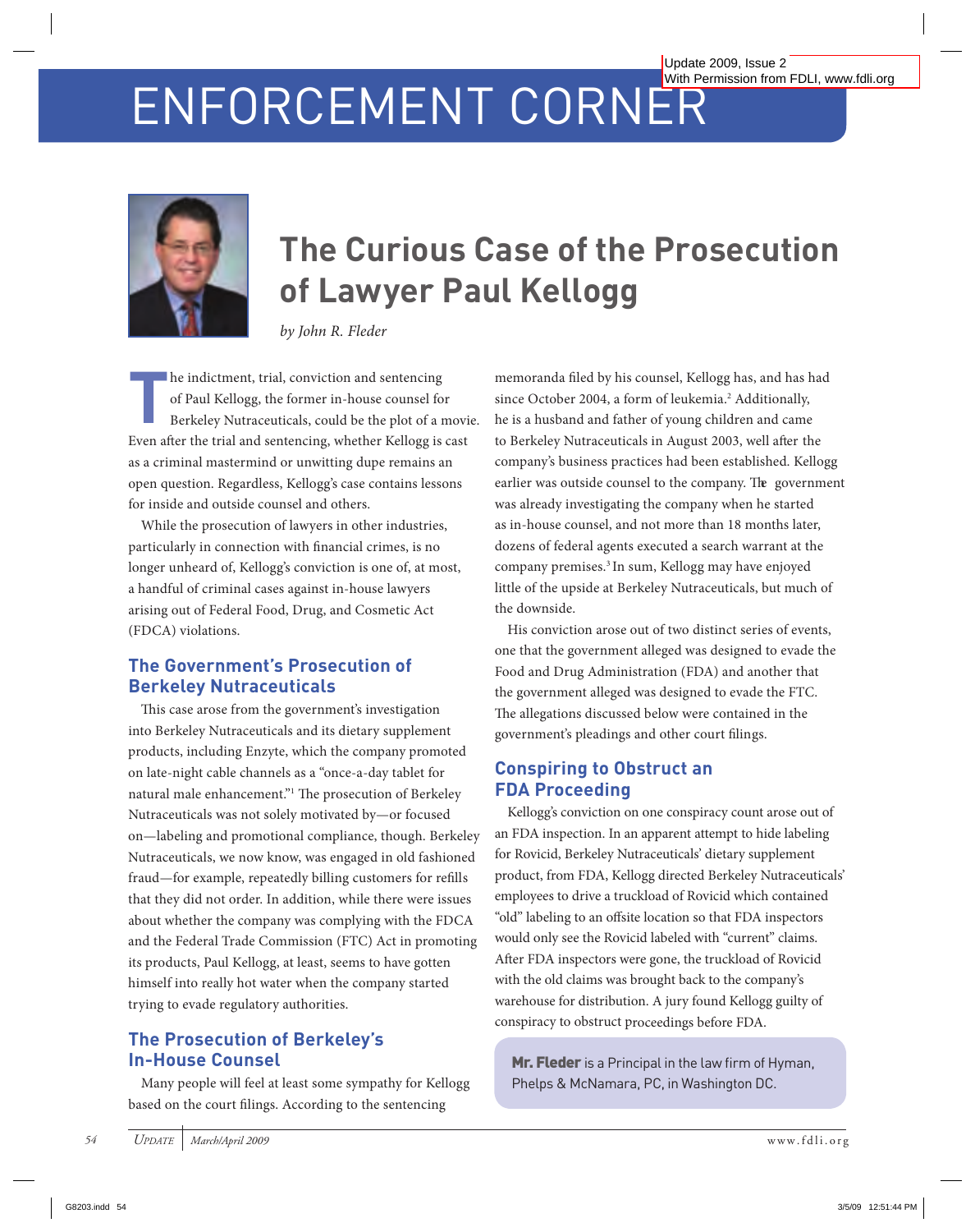Update 2009, Issue 2
With Permission from FDLI, www.fdli.org

# ENFORCEMENT CORNER

## The Curious Case of the Prosecution of Lawyer Paul Kellogg

*by John R. Fleder*

The indictment, trial, conviction and sentencing of Paul Kellogg, the former in-house counsel for Berkeley Nutraceuticals, could be the plot of a movie. Even after the trial and sentencing, whether Kellogg is cast as a criminal mastermind or unwitting dupe remains an open question. Regardless, Kellogg's case contains lessons for inside and outside counsel and others.

While the prosecution of lawyers in other industries, particularly in connection with financial crimes, is no longer unheard of, Kellogg's conviction is one of, at most, a handful of criminal cases against in-house lawyers arising out of Federal Food, Drug, and Cosmetic Act (FDCA) violations.

### The Government's Prosecution of Berkeley Nutraceuticals

This case arose from the government's investigation into Berkeley Nutraceuticals and its dietary supplement products, including Enzyte, which the company promoted on late-night cable channels as a "once-a-day tablet for natural male enhancement."[1] The prosecution of Berkeley Nutraceuticals was not solely motivated by—or focused on—labeling and promotional compliance, though. Berkeley Nutraceuticals, we now know, was engaged in old fashioned fraud—for example, repeatedly billing customers for refills that they did not order. In addition, while there were issues about whether the company was complying with the FDCA and the Federal Trade Commission (FTC) Act in promoting its products, Paul Kellogg, at least, seems to have gotten himself into really hot water when the company started trying to evade regulatory authorities.

### The Prosecution of Berkeley's In-House Counsel

Many people will feel at least some sympathy for Kellogg based on the court filings. According to the sentencing memoranda filed by his counsel, Kellogg has, and has had since October 2004, a form of leukemia.[2] Additionally, he is a husband and father of young children and came to Berkeley Nutraceuticals in August 2003, well after the company's business practices had been established. Kellogg earlier was outside counsel to the company. The government was already investigating the company when he started as in-house counsel, and not more than 18 months later, dozens of federal agents executed a search warrant at the company premises.[3] In sum, Kellogg may have enjoyed little of the upside at Berkeley Nutraceuticals, but much of the downside.

His conviction arose out of two distinct series of events, one that the government alleged was designed to evade the Food and Drug Administration (FDA) and another that the government alleged was designed to evade the FTC. The allegations discussed below were contained in the government's pleadings and other court filings.

### Conspiring to Obstruct an FDA Proceeding

Kellogg's conviction on one conspiracy count arose out of an FDA inspection. In an apparent attempt to hide labeling for Rovicid, Berkeley Nutraceuticals' dietary supplement product, from FDA, Kellogg directed Berkeley Nutraceuticals' employees to drive a truckload of Rovicid which contained "old" labeling to an offsite location so that FDA inspectors would only see the Rovicid labeled with "current" claims. After FDA inspectors were gone, the truckload of Rovicid with the old claims was brought back to the company's warehouse for distribution. A jury found Kellogg guilty of conspiracy to obstruct proceedings before FDA.

**Mr. Fleder** is a Principal in the law firm of Hyman, Phelps & McNamara, PC, in Washington DC.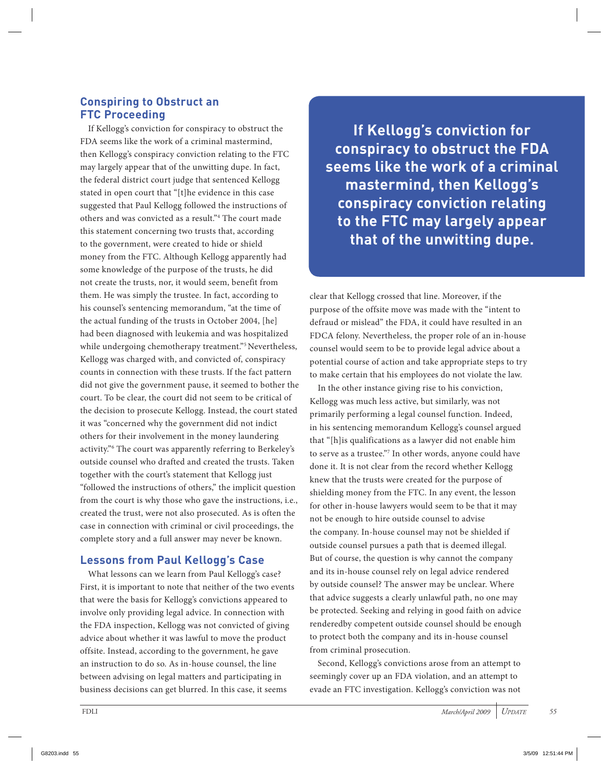## Conspiring to Obstruct an FTC Proceeding

If Kellogg's conviction for conspiracy to obstruct the FDA seems like the work of a criminal mastermind, then Kellogg's conspiracy conviction relating to the FTC may largely appear that of the unwitting dupe. In fact, the federal district court judge that sentenced Kellogg stated in open court that "[t]he evidence in this case suggested that Paul Kellogg followed the instructions of others and was convicted as a result."[4] The court made this statement concerning two trusts that, according to the government, were created to hide or shield money from the FTC. Although Kellogg apparently had some knowledge of the purpose of the trusts, he did not create the trusts, nor, it would seem, benefit from them. He was simply the trustee. In fact, according to his counsel's sentencing memorandum, "at the time of the actual funding of the trusts in October 2004, [he] had been diagnosed with leukemia and was hospitalized while undergoing chemotherapy treatment."[5] Nevertheless, Kellogg was charged with, and convicted of, conspiracy counts in connection with these trusts. If the fact pattern did not give the government pause, it seemed to bother the court. To be clear, the court did not seem to be critical of the decision to prosecute Kellogg. Instead, the court stated it was "concerned why the government did not indict others for their involvement in the money laundering activity."[6] The court was apparently referring to Berkeley's outside counsel who drafted and created the trusts. Taken together with the court's statement that Kellogg just "followed the instructions of others," the implicit question from the court is why those who gave the instructions, i.e., created the trust, were not also prosecuted. As is often the case in connection with criminal or civil proceedings, the complete story and a full answer may never be known.

> **If Kellogg's conviction for conspiracy to obstruct the FDA seems like the work of a criminal mastermind, then Kellogg's conspiracy conviction relating to the FTC may largely appear that of the unwitting dupe.**

## Lessons from Paul Kellogg's Case

What lessons can we learn from Paul Kellogg's case? First, it is important to note that neither of the two events that were the basis for Kellogg's convictions appeared to involve only providing legal advice. In connection with the FDA inspection, Kellogg was not convicted of giving advice about whether it was lawful to move the product offsite. Instead, according to the government, he gave an instruction to do so. As in-house counsel, the line between advising on legal matters and participating in business decisions can get blurred. In this case, it seems clear that Kellogg crossed that line. Moreover, if the purpose of the offsite move was made with the "intent to defraud or mislead" the FDA, it could have resulted in an FDCA felony. Nevertheless, the proper role of an in-house counsel would seem to be to provide legal advice about a potential course of action and take appropriate steps to try to make certain that his employees do not violate the law.

In the other instance giving rise to his conviction, Kellogg was much less active, but similarly, was not primarily performing a legal counsel function. Indeed, in his sentencing memorandum Kellogg's counsel argued that "[h]is qualifications as a lawyer did not enable him to serve as a trustee."[7] In other words, anyone could have done it. It is not clear from the record whether Kellogg knew that the trusts were created for the purpose of shielding money from the FTC. In any event, the lesson for other in-house lawyers would seem to be that it may not be enough to hire outside counsel to advise the company. In-house counsel may not be shielded if outside counsel pursues a path that is deemed illegal. But of course, the question is why cannot the company and its in-house counsel rely on legal advice rendered by outside counsel? The answer may be unclear. Where that advice suggests a clearly unlawful path, no one may be protected. Seeking and relying in good faith on advice renderedby competent outside counsel should be enough to protect both the company and its in-house counsel from criminal prosecution.

Second, Kellogg's convictions arose from an attempt to seemingly cover up an FDA violation, and an attempt to evade an FTC investigation. Kellogg's conviction was not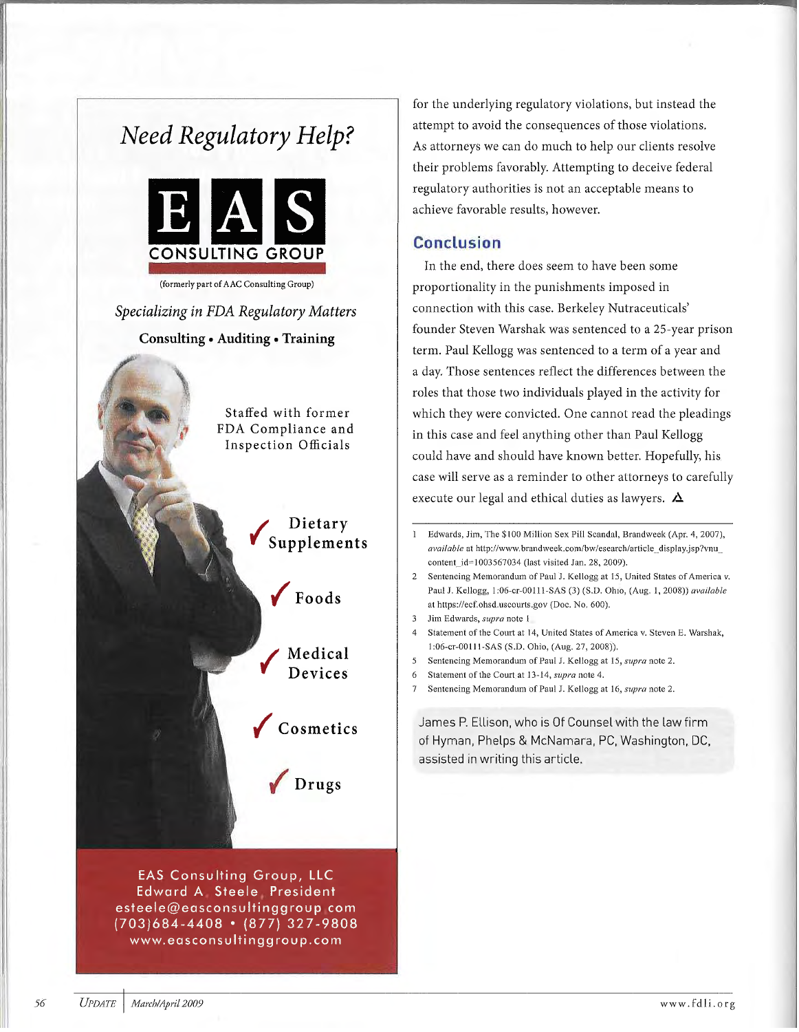## Need Regulatory Help?

**EAS CONSULTING GROUP**

(formerly part of AAC Consulting Group)

*Specializing in FDA Regulatory Matters*

**Consulting • Auditing • Training**

Staffed with former FDA Compliance and Inspection Officials

- Dietary Supplements
- Foods
- Medical Devices
- Cosmetics
- Drugs

EAS Consulting Group, LLC
Edward A. Steele, President
esteele@easconsultinggroup.com
(703)684-4408 • (877) 327-9808
www.easconsultinggroup.com

for the underlying regulatory violations, but instead the attempt to avoid the consequences of those violations. As attorneys we can do much to help our clients resolve their problems favorably. Attempting to deceive federal regulatory authorities is not an acceptable means to achieve favorable results, however.

## Conclusion

In the end, there does seem to have been some proportionality in the punishments imposed in connection with this case. Berkeley Nutraceuticals' founder Steven Warshak was sentenced to a 25-year prison term. Paul Kellogg was sentenced to a term of a year and a day. Those sentences reflect the differences between the roles that those two individuals played in the activity for which they were convicted. One cannot read the pleadings in this case and feel anything other than Paul Kellogg could have and should have known better. Hopefully, his case will serve as a reminder to other attorneys to carefully execute our legal and ethical duties as lawyers.

---

1 Edwards, Jim, The $100 Million Sex Pill Scandal, Brandweek (Apr. 4, 2007), *available* at http://www.brandweek.com/bw/esearch/article_display.jsp?vnu_content_id=1003567034 (last visited Jan. 28, 2009).

2 Sentencing Memorandum of Paul J. Kellogg at 15, United States of America v. Paul J. Kellogg, 1:06-cr-00111-SAS (3) (S.D. Ohio, (Aug. 1, 2008)) *available* at https://ecf.ohsd.uscourts.gov (Doc. No. 600).

3 Jim Edwards, *supra* note 1.

4 Statement of the Court at 14, United States of America v. Steven E. Warshak, 1:06-cr-00111-SAS (S.D. Ohio, (Aug. 27, 2008)).

5 Sentencing Memorandum of Paul J. Kellogg at 15, *supra* note 2.

6 Statement of the Court at 13-14, *supra* note 4.

7 Sentencing Memorandum of Paul J. Kellogg at 16, *supra* note 2.

James P. Ellison, who is Of Counsel with the law firm of Hyman, Phelps & McNamara, PC, Washington, DC, assisted in writing this article.